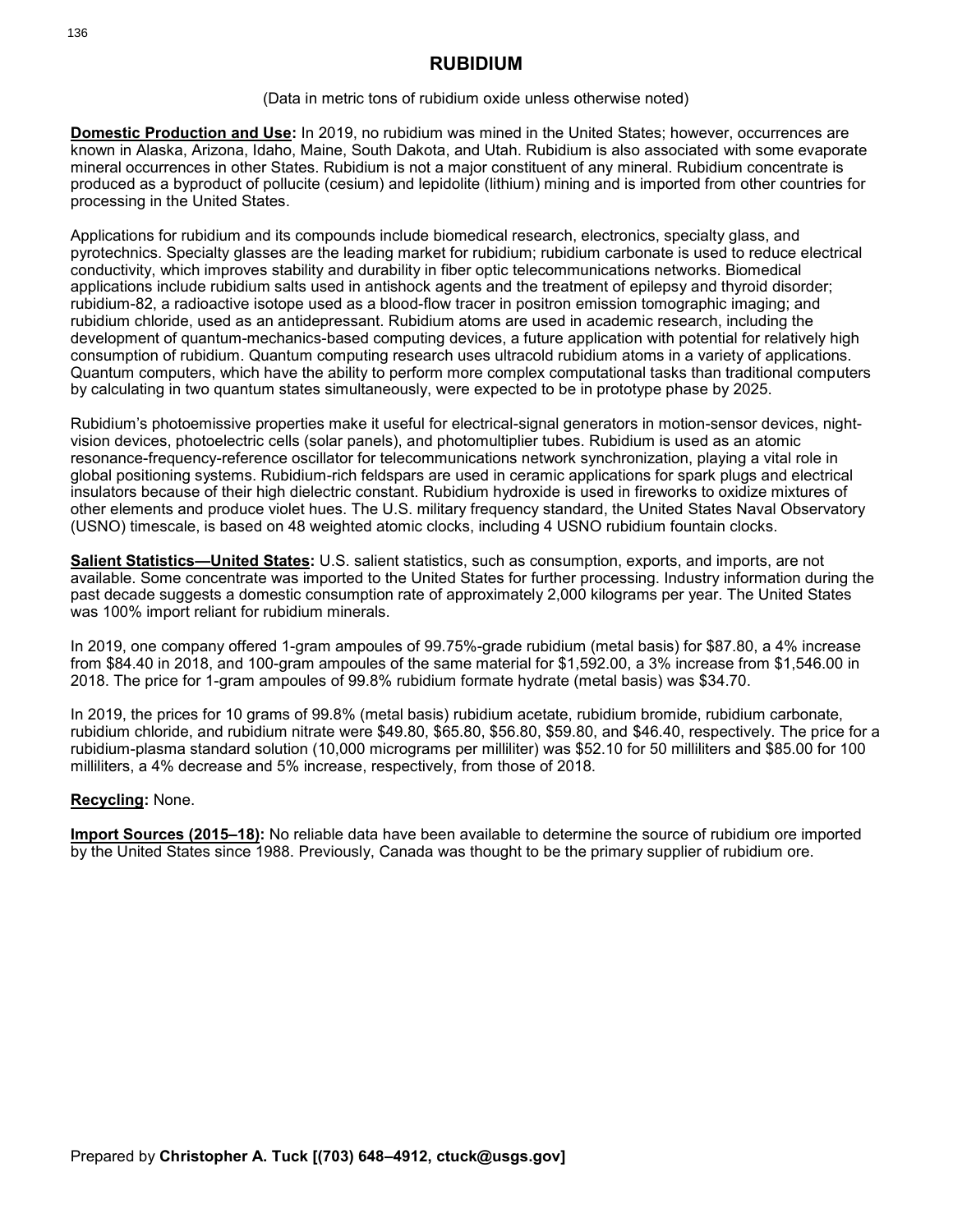# RUBIDIUM

(Data in metric tons of rubidium oxide unless otherwise noted)

**Domestic Production and Use:** In 2019, no rubidium was mined in the United States; however, occurrences are known in Alaska, Arizona, Idaho, Maine, South Dakota, and Utah. Rubidium is also associated with some evaporate mineral occurrences in other States. Rubidium is not a major constituent of any mineral. Rubidium concentrate is produced as a byproduct of pollucite (cesium) and lepidolite (lithium) mining and is imported from other countries for processing in the United States.

Applications for rubidium and its compounds include biomedical research, electronics, specialty glass, and pyrotechnics. Specialty glasses are the leading market for rubidium; rubidium carbonate is used to reduce electrical conductivity, which improves stability and durability in fiber optic telecommunications networks. Biomedical applications include rubidium salts used in antishock agents and the treatment of epilepsy and thyroid disorder; rubidium-82, a radioactive isotope used as a blood-flow tracer in positron emission tomographic imaging; and rubidium chloride, used as an antidepressant. Rubidium atoms are used in academic research, including the development of quantum-mechanics-based computing devices, a future application with potential for relatively high consumption of rubidium. Quantum computing research uses ultracold rubidium atoms in a variety of applications. Quantum computers, which have the ability to perform more complex computational tasks than traditional computers by calculating in two quantum states simultaneously, were expected to be in prototype phase by 2025.

Rubidium's photoemissive properties make it useful for electrical-signal generators in motion-sensor devices, night-vision devices, photoelectric cells (solar panels), and photomultiplier tubes. Rubidium is used as an atomic resonance-frequency-reference oscillator for telecommunications network synchronization, playing a vital role in global positioning systems. Rubidium-rich feldspars are used in ceramic applications for spark plugs and electrical insulators because of their high dielectric constant. Rubidium hydroxide is used in fireworks to oxidize mixtures of other elements and produce violet hues. The U.S. military frequency standard, the United States Naval Observatory (USNO) timescale, is based on 48 weighted atomic clocks, including 4 USNO rubidium fountain clocks.

**Salient Statistics—United States:** U.S. salient statistics, such as consumption, exports, and imports, are not available. Some concentrate was imported to the United States for further processing. Industry information during the past decade suggests a domestic consumption rate of approximately 2,000 kilograms per year. The United States was 100% import reliant for rubidium minerals.

In 2019, one company offered 1-gram ampoules of 99.75%-grade rubidium (metal basis) for $87.80, a 4% increase from $84.40 in 2018, and 100-gram ampoules of the same material for $1,592.00, a 3% increase from $1,546.00 in 2018. The price for 1-gram ampoules of 99.8% rubidium formate hydrate (metal basis) was $34.70.

In 2019, the prices for 10 grams of 99.8% (metal basis) rubidium acetate, rubidium bromide, rubidium carbonate, rubidium chloride, and rubidium nitrate were $49.80, $65.80, $56.80, $59.80, and $46.40, respectively. The price for a rubidium-plasma standard solution (10,000 micrograms per milliliter) was $52.10 for 50 milliliters and $85.00 for 100 milliliters, a 4% decrease and 5% increase, respectively, from those of 2018.

**Recycling:** None.

**Import Sources (2015–18):** No reliable data have been available to determine the source of rubidium ore imported by the United States since 1988. Previously, Canada was thought to be the primary supplier of rubidium ore.

Prepared by **Christopher A. Tuck [(703) 648–4912, ctuck@usgs.gov]**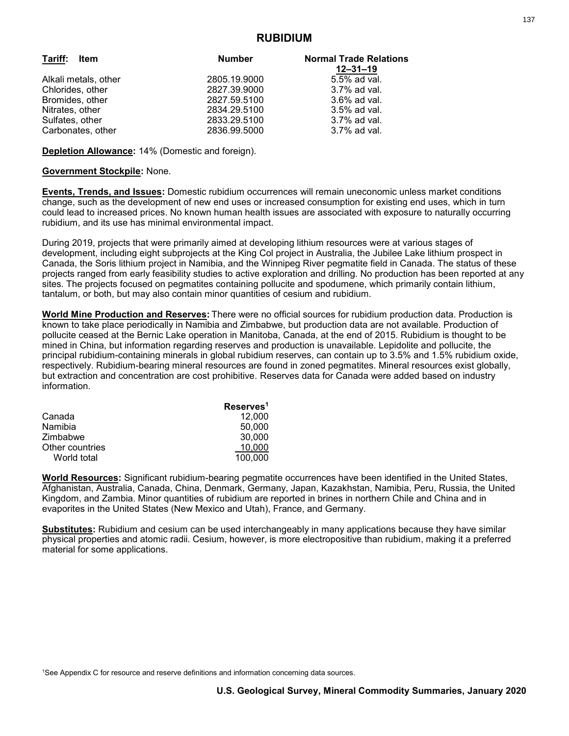# RUBIDIUM

| Tariff: Item | Number | Normal Trade Relations 12–31–19 |
| --- | --- | --- |
| Alkali metals, other | 2805.19.9000 | 5.5% ad val. |
| Chlorides, other | 2827.39.9000 | 3.7% ad val. |
| Bromides, other | 2827.59.5100 | 3.6% ad val. |
| Nitrates, other | 2834.29.5100 | 3.5% ad val. |
| Sulfates, other | 2833.29.5100 | 3.7% ad val. |
| Carbonates, other | 2836.99.5000 | 3.7% ad val. |

**Depletion Allowance:** 14% (Domestic and foreign).

**Government Stockpile:** None.

**Events, Trends, and Issues:** Domestic rubidium occurrences will remain uneconomic unless market conditions change, such as the development of new end uses or increased consumption for existing end uses, which in turn could lead to increased prices. No known human health issues are associated with exposure to naturally occurring rubidium, and its use has minimal environmental impact.

During 2019, projects that were primarily aimed at developing lithium resources were at various stages of development, including eight subprojects at the King Col project in Australia, the Jubilee Lake lithium prospect in Canada, the Soris lithium project in Namibia, and the Winnipeg River pegmatite field in Canada. The status of these projects ranged from early feasibility studies to active exploration and drilling. No production has been reported at any sites. The projects focused on pegmatites containing pollucite and spodumene, which primarily contain lithium, tantalum, or both, but may also contain minor quantities of cesium and rubidium.

**World Mine Production and Reserves:** There were no official sources for rubidium production data. Production is known to take place periodically in Namibia and Zimbabwe, but production data are not available. Production of pollucite ceased at the Bernic Lake operation in Manitoba, Canada, at the end of 2015. Rubidium is thought to be mined in China, but information regarding reserves and production is unavailable. Lepidolite and pollucite, the principal rubidium-containing minerals in global rubidium reserves, can contain up to 3.5% and 1.5% rubidium oxide, respectively. Rubidium-bearing mineral resources are found in zoned pegmatites. Mineral resources exist globally, but extraction and concentration are cost prohibitive. Reserves data for Canada were added based on industry information.

| | Reserves[1] |
| --- | --- |
| Canada | 12,000 |
| Namibia | 50,000 |
| Zimbabwe | 30,000 |
| Other countries | 10,000 |
| World total | 100,000 |

**World Resources:** Significant rubidium-bearing pegmatite occurrences have been identified in the United States, Afghanistan, Australia, Canada, China, Denmark, Germany, Japan, Kazakhstan, Namibia, Peru, Russia, the United Kingdom, and Zambia. Minor quantities of rubidium are reported in brines in northern Chile and China and in evaporites in the United States (New Mexico and Utah), France, and Germany.

**Substitutes:** Rubidium and cesium can be used interchangeably in many applications because they have similar physical properties and atomic radii. Cesium, however, is more electropositive than rubidium, making it a preferred material for some applications.

[1]See Appendix C for resource and reserve definitions and information concerning data sources.